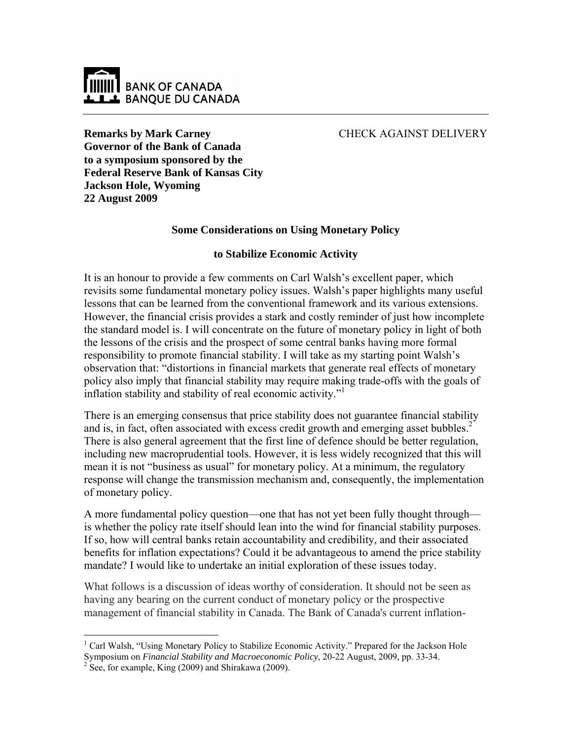**BANK OF CANADA**
**BANQUE DU CANADA**

---

**Remarks by Mark Carney**
**Governor of the Bank of Canada**
**to a symposium sponsored by the**
**Federal Reserve Bank of Kansas City**
**Jackson Hole, Wyoming**
**22 August 2009**

CHECK AGAINST DELIVERY

## Some Considerations on Using Monetary Policy to Stabilize Economic Activity

It is an honour to provide a few comments on Carl Walsh's excellent paper, which revisits some fundamental monetary policy issues. Walsh's paper highlights many useful lessons that can be learned from the conventional framework and its various extensions. However, the financial crisis provides a stark and costly reminder of just how incomplete the standard model is. I will concentrate on the future of monetary policy in light of both the lessons of the crisis and the prospect of some central banks having more formal responsibility to promote financial stability. I will take as my starting point Walsh's observation that: "distortions in financial markets that generate real effects of monetary policy also imply that financial stability may require making trade-offs with the goals of inflation stability and stability of real economic activity."[1]

There is an emerging consensus that price stability does not guarantee financial stability and is, in fact, often associated with excess credit growth and emerging asset bubbles.[2] There is also general agreement that the first line of defence should be better regulation, including new macroprudential tools. However, it is less widely recognized that this will mean it is not "business as usual" for monetary policy. At a minimum, the regulatory response will change the transmission mechanism and, consequently, the implementation of monetary policy.

A more fundamental policy question—one that has not yet been fully thought through—is whether the policy rate itself should lean into the wind for financial stability purposes. If so, how will central banks retain accountability and credibility, and their associated benefits for inflation expectations? Could it be advantageous to amend the price stability mandate? I would like to undertake an initial exploration of these issues today.

What follows is a discussion of ideas worthy of consideration. It should not be seen as having any bearing on the current conduct of monetary policy or the prospective management of financial stability in Canada. The Bank of Canada's current inflation-

---

[1] Carl Walsh, "Using Monetary Policy to Stabilize Economic Activity." Prepared for the Jackson Hole Symposium on *Financial Stability and Macroeconomic Policy*, 20-22 August, 2009, pp. 33-34.

[2] See, for example, King (2009) and Shirakawa (2009).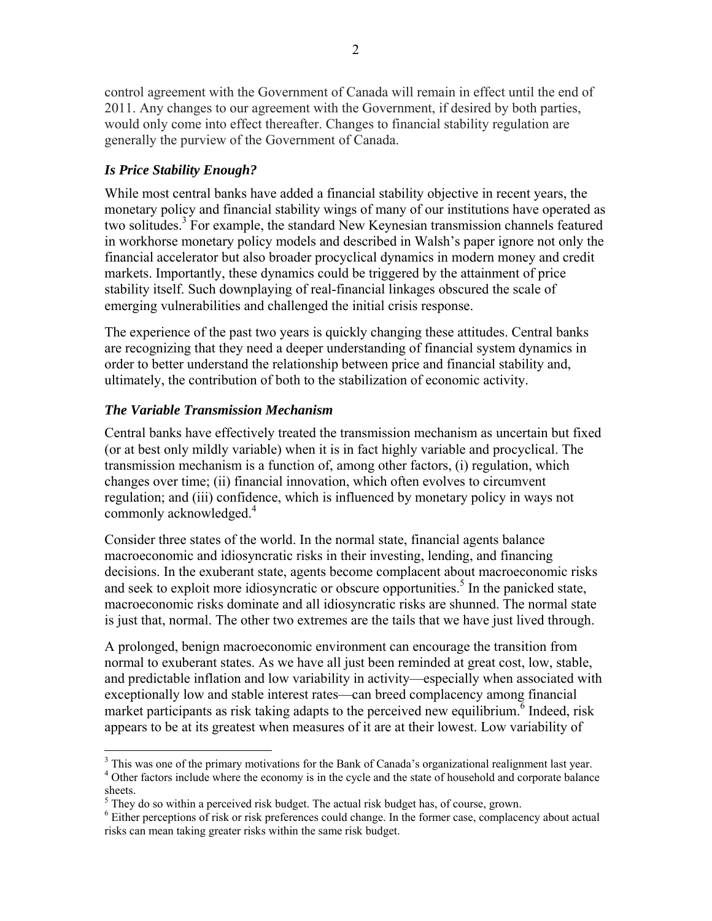control agreement with the Government of Canada will remain in effect until the end of 2011. Any changes to our agreement with the Government, if desired by both parties, would only come into effect thereafter. Changes to financial stability regulation are generally the purview of the Government of Canada.

### *Is Price Stability Enough?*

While most central banks have added a financial stability objective in recent years, the monetary policy and financial stability wings of many of our institutions have operated as two solitudes.[3] For example, the standard New Keynesian transmission channels featured in workhorse monetary policy models and described in Walsh's paper ignore not only the financial accelerator but also broader procyclical dynamics in modern money and credit markets. Importantly, these dynamics could be triggered by the attainment of price stability itself. Such downplaying of real-financial linkages obscured the scale of emerging vulnerabilities and challenged the initial crisis response.

The experience of the past two years is quickly changing these attitudes. Central banks are recognizing that they need a deeper understanding of financial system dynamics in order to better understand the relationship between price and financial stability and, ultimately, the contribution of both to the stabilization of economic activity.

### *The Variable Transmission Mechanism*

Central banks have effectively treated the transmission mechanism as uncertain but fixed (or at best only mildly variable) when it is in fact highly variable and procyclical. The transmission mechanism is a function of, among other factors, (i) regulation, which changes over time; (ii) financial innovation, which often evolves to circumvent regulation; and (iii) confidence, which is influenced by monetary policy in ways not commonly acknowledged.[4]

Consider three states of the world. In the normal state, financial agents balance macroeconomic and idiosyncratic risks in their investing, lending, and financing decisions. In the exuberant state, agents become complacent about macroeconomic risks and seek to exploit more idiosyncratic or obscure opportunities.[5] In the panicked state, macroeconomic risks dominate and all idiosyncratic risks are shunned. The normal state is just that, normal. The other two extremes are the tails that we have just lived through.

A prolonged, benign macroeconomic environment can encourage the transition from normal to exuberant states. As we have all just been reminded at great cost, low, stable, and predictable inflation and low variability in activity—especially when associated with exceptionally low and stable interest rates—can breed complacency among financial market participants as risk taking adapts to the perceived new equilibrium.[6] Indeed, risk appears to be at its greatest when measures of it are at their lowest. Low variability of

---

[3] This was one of the primary motivations for the Bank of Canada's organizational realignment last year.

[4] Other factors include where the economy is in the cycle and the state of household and corporate balance sheets.

[5] They do so within a perceived risk budget. The actual risk budget has, of course, grown.

[6] Either perceptions of risk or risk preferences could change. In the former case, complacency about actual risks can mean taking greater risks within the same risk budget.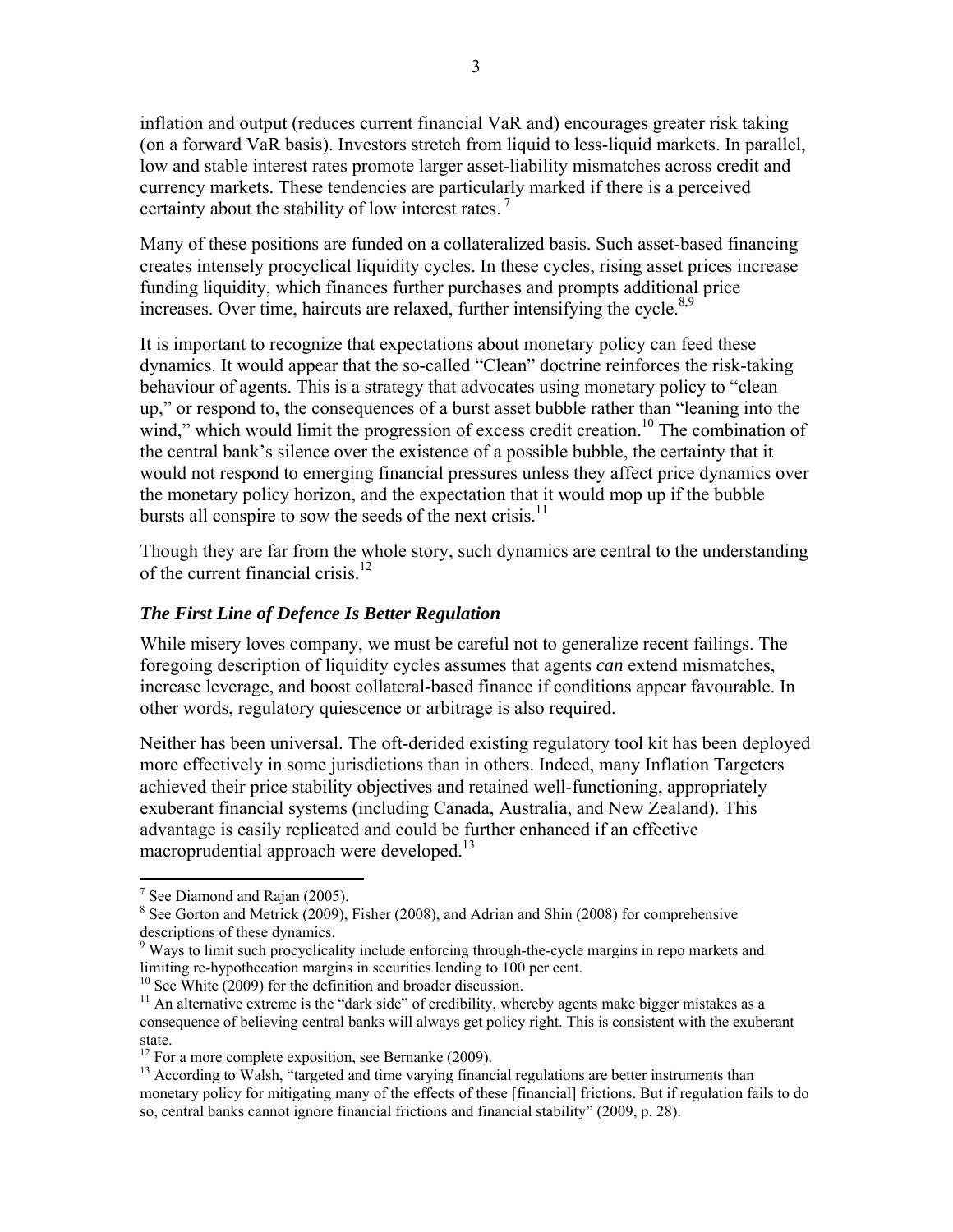inflation and output (reduces current financial VaR and) encourages greater risk taking (on a forward VaR basis). Investors stretch from liquid to less-liquid markets. In parallel, low and stable interest rates promote larger asset-liability mismatches across credit and currency markets. These tendencies are particularly marked if there is a perceived certainty about the stability of low interest rates. [7]

Many of these positions are funded on a collateralized basis. Such asset-based financing creates intensely procyclical liquidity cycles. In these cycles, rising asset prices increase funding liquidity, which finances further purchases and prompts additional price increases. Over time, haircuts are relaxed, further intensifying the cycle.[8,9]

It is important to recognize that expectations about monetary policy can feed these dynamics. It would appear that the so-called "Clean" doctrine reinforces the risk-taking behaviour of agents. This is a strategy that advocates using monetary policy to "clean up," or respond to, the consequences of a burst asset bubble rather than "leaning into the wind," which would limit the progression of excess credit creation.[10] The combination of the central bank's silence over the existence of a possible bubble, the certainty that it would not respond to emerging financial pressures unless they affect price dynamics over the monetary policy horizon, and the expectation that it would mop up if the bubble bursts all conspire to sow the seeds of the next crisis.[11]

Though they are far from the whole story, such dynamics are central to the understanding of the current financial crisis.[12]

### *The First Line of Defence Is Better Regulation*

While misery loves company, we must be careful not to generalize recent failings. The foregoing description of liquidity cycles assumes that agents *can* extend mismatches, increase leverage, and boost collateral-based finance if conditions appear favourable. In other words, regulatory quiescence or arbitrage is also required.

Neither has been universal. The oft-derided existing regulatory tool kit has been deployed more effectively in some jurisdictions than in others. Indeed, many Inflation Targeters achieved their price stability objectives and retained well-functioning, appropriately exuberant financial systems (including Canada, Australia, and New Zealand). This advantage is easily replicated and could be further enhanced if an effective macroprudential approach were developed.[13]

---

[7] See Diamond and Rajan (2005).

[8] See Gorton and Metrick (2009), Fisher (2008), and Adrian and Shin (2008) for comprehensive descriptions of these dynamics.

[9] Ways to limit such procyclicality include enforcing through-the-cycle margins in repo markets and limiting re-hypothecation margins in securities lending to 100 per cent.

[10] See White (2009) for the definition and broader discussion.

[11] An alternative extreme is the "dark side" of credibility, whereby agents make bigger mistakes as a consequence of believing central banks will always get policy right. This is consistent with the exuberant state.

[12] For a more complete exposition, see Bernanke (2009).

[13] According to Walsh, "targeted and time varying financial regulations are better instruments than monetary policy for mitigating many of the effects of these [financial] frictions. But if regulation fails to do so, central banks cannot ignore financial frictions and financial stability" (2009, p. 28).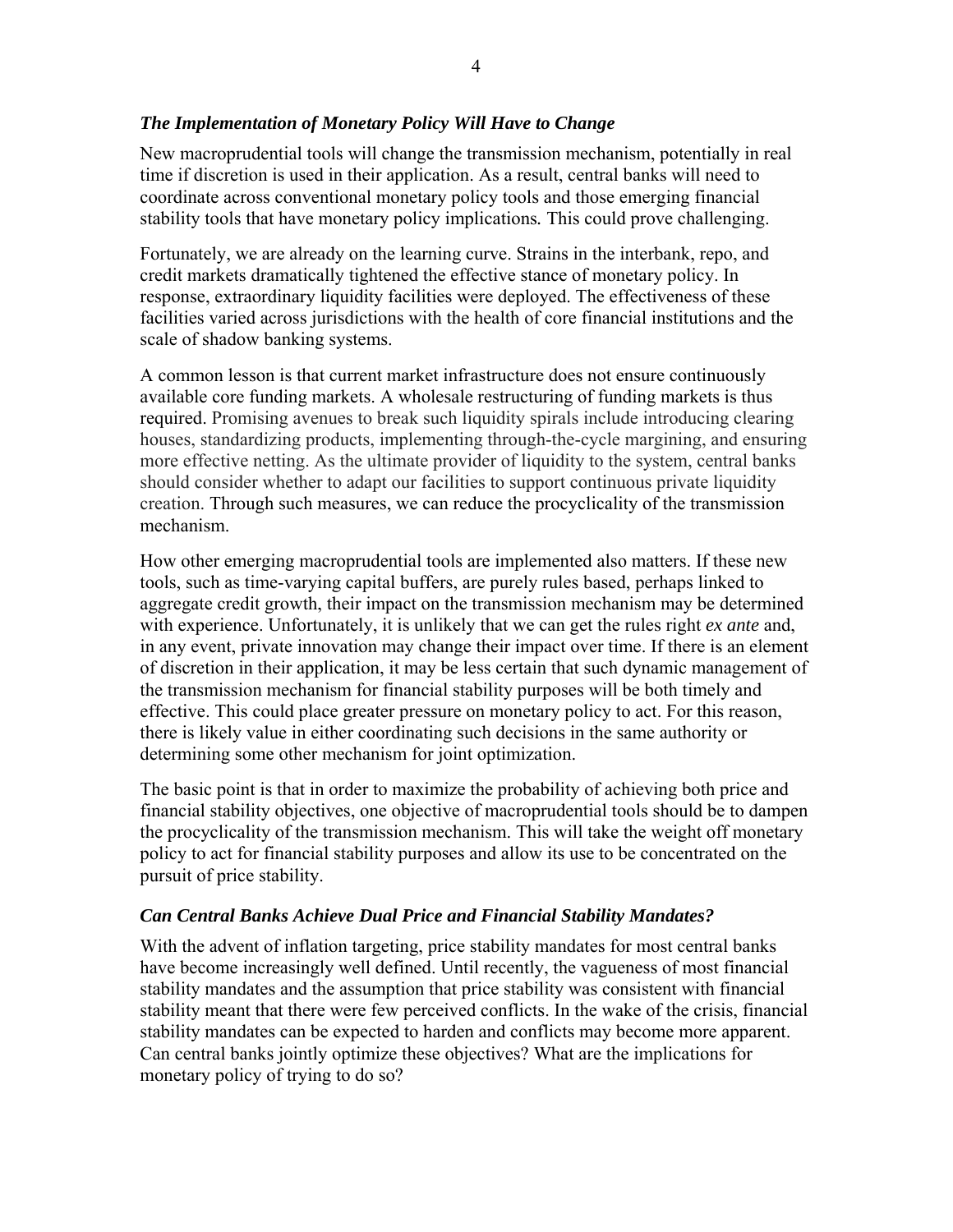### *The Implementation of Monetary Policy Will Have to Change*

New macroprudential tools will change the transmission mechanism, potentially in real time if discretion is used in their application. As a result, central banks will need to coordinate across conventional monetary policy tools and those emerging financial stability tools that have monetary policy implications. This could prove challenging.

Fortunately, we are already on the learning curve. Strains in the interbank, repo, and credit markets dramatically tightened the effective stance of monetary policy. In response, extraordinary liquidity facilities were deployed. The effectiveness of these facilities varied across jurisdictions with the health of core financial institutions and the scale of shadow banking systems.

A common lesson is that current market infrastructure does not ensure continuously available core funding markets. A wholesale restructuring of funding markets is thus required. Promising avenues to break such liquidity spirals include introducing clearing houses, standardizing products, implementing through-the-cycle margining, and ensuring more effective netting. As the ultimate provider of liquidity to the system, central banks should consider whether to adapt our facilities to support continuous private liquidity creation. Through such measures, we can reduce the procyclicality of the transmission mechanism.

How other emerging macroprudential tools are implemented also matters. If these new tools, such as time-varying capital buffers, are purely rules based, perhaps linked to aggregate credit growth, their impact on the transmission mechanism may be determined with experience. Unfortunately, it is unlikely that we can get the rules right *ex ante* and, in any event, private innovation may change their impact over time. If there is an element of discretion in their application, it may be less certain that such dynamic management of the transmission mechanism for financial stability purposes will be both timely and effective. This could place greater pressure on monetary policy to act. For this reason, there is likely value in either coordinating such decisions in the same authority or determining some other mechanism for joint optimization.

The basic point is that in order to maximize the probability of achieving both price and financial stability objectives, one objective of macroprudential tools should be to dampen the procyclicality of the transmission mechanism. This will take the weight off monetary policy to act for financial stability purposes and allow its use to be concentrated on the pursuit of price stability.

### *Can Central Banks Achieve Dual Price and Financial Stability Mandates?*

With the advent of inflation targeting, price stability mandates for most central banks have become increasingly well defined. Until recently, the vagueness of most financial stability mandates and the assumption that price stability was consistent with financial stability meant that there were few perceived conflicts. In the wake of the crisis, financial stability mandates can be expected to harden and conflicts may become more apparent. Can central banks jointly optimize these objectives? What are the implications for monetary policy of trying to do so?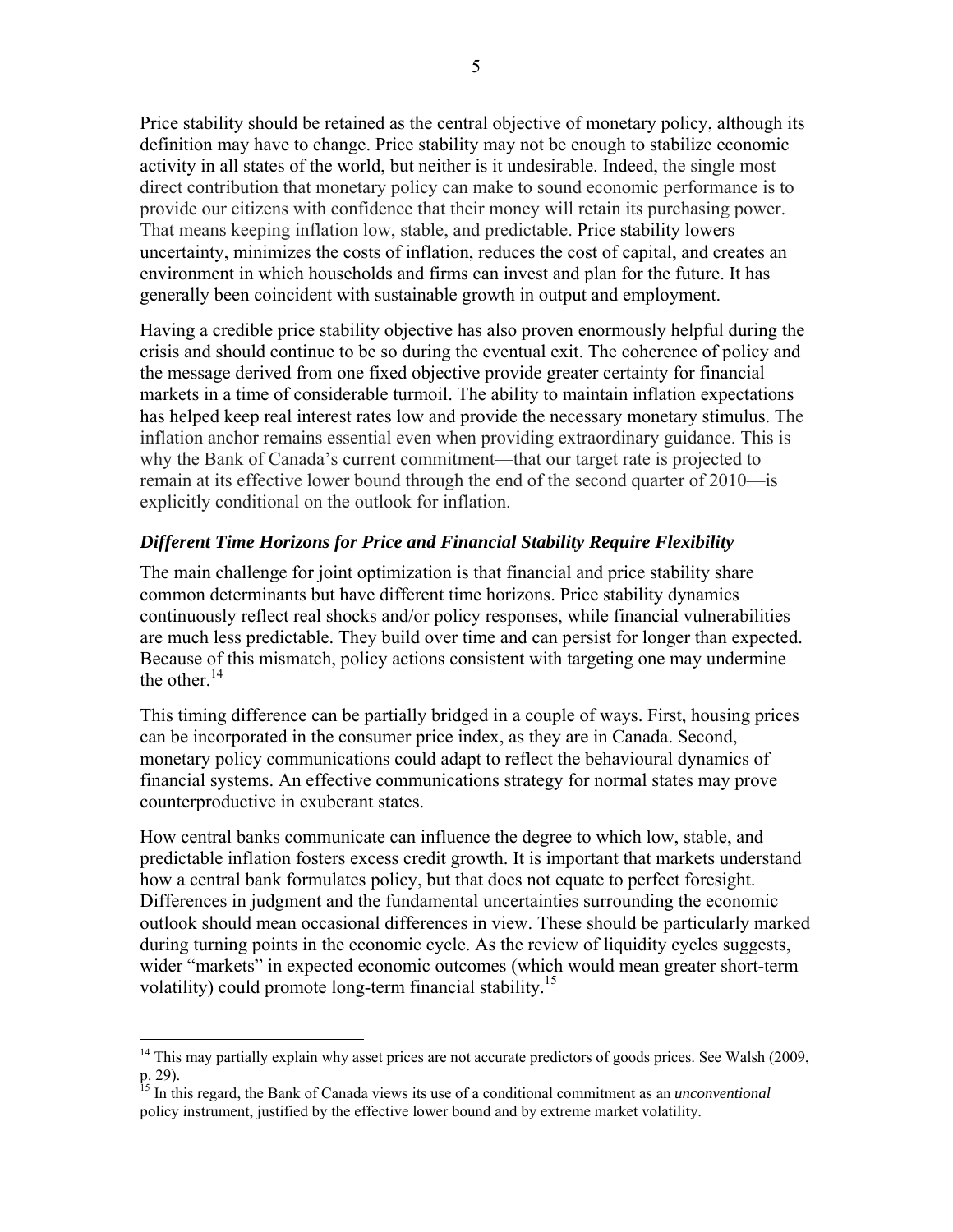Price stability should be retained as the central objective of monetary policy, although its definition may have to change. Price stability may not be enough to stabilize economic activity in all states of the world, but neither is it undesirable. Indeed, the single most direct contribution that monetary policy can make to sound economic performance is to provide our citizens with confidence that their money will retain its purchasing power. That means keeping inflation low, stable, and predictable. Price stability lowers uncertainty, minimizes the costs of inflation, reduces the cost of capital, and creates an environment in which households and firms can invest and plan for the future. It has generally been coincident with sustainable growth in output and employment.

Having a credible price stability objective has also proven enormously helpful during the crisis and should continue to be so during the eventual exit. The coherence of policy and the message derived from one fixed objective provide greater certainty for financial markets in a time of considerable turmoil. The ability to maintain inflation expectations has helped keep real interest rates low and provide the necessary monetary stimulus. The inflation anchor remains essential even when providing extraordinary guidance. This is why the Bank of Canada's current commitment—that our target rate is projected to remain at its effective lower bound through the end of the second quarter of 2010—is explicitly conditional on the outlook for inflation.

### *Different Time Horizons for Price and Financial Stability Require Flexibility*

The main challenge for joint optimization is that financial and price stability share common determinants but have different time horizons. Price stability dynamics continuously reflect real shocks and/or policy responses, while financial vulnerabilities are much less predictable. They build over time and can persist for longer than expected. Because of this mismatch, policy actions consistent with targeting one may undermine the other.[14]

This timing difference can be partially bridged in a couple of ways. First, housing prices can be incorporated in the consumer price index, as they are in Canada. Second, monetary policy communications could adapt to reflect the behavioural dynamics of financial systems. An effective communications strategy for normal states may prove counterproductive in exuberant states.

How central banks communicate can influence the degree to which low, stable, and predictable inflation fosters excess credit growth. It is important that markets understand how a central bank formulates policy, but that does not equate to perfect foresight. Differences in judgment and the fundamental uncertainties surrounding the economic outlook should mean occasional differences in view. These should be particularly marked during turning points in the economic cycle. As the review of liquidity cycles suggests, wider "markets" in expected economic outcomes (which would mean greater short-term volatility) could promote long-term financial stability.[15]

---

[14] This may partially explain why asset prices are not accurate predictors of goods prices. See Walsh (2009, p. 29).

[15] In this regard, the Bank of Canada views its use of a conditional commitment as an *unconventional* policy instrument, justified by the effective lower bound and by extreme market volatility.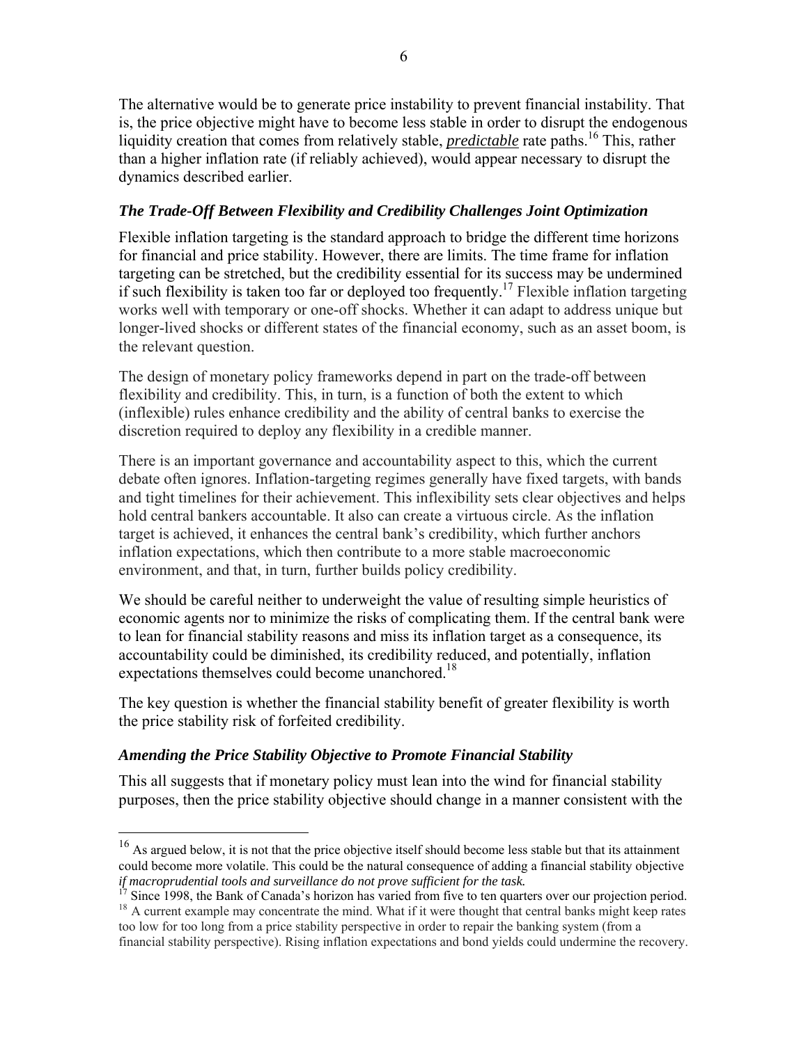The alternative would be to generate price instability to prevent financial instability. That is, the price objective might have to become less stable in order to disrupt the endogenous liquidity creation that comes from relatively stable, ***predictable*** rate paths.[16] This, rather than a higher inflation rate (if reliably achieved), would appear necessary to disrupt the dynamics described earlier.

### *The Trade-Off Between Flexibility and Credibility Challenges Joint Optimization*

Flexible inflation targeting is the standard approach to bridge the different time horizons for financial and price stability. However, there are limits. The time frame for inflation targeting can be stretched, but the credibility essential for its success may be undermined if such flexibility is taken too far or deployed too frequently.[17] Flexible inflation targeting works well with temporary or one-off shocks. Whether it can adapt to address unique but longer-lived shocks or different states of the financial economy, such as an asset boom, is the relevant question.

The design of monetary policy frameworks depend in part on the trade-off between flexibility and credibility. This, in turn, is a function of both the extent to which (inflexible) rules enhance credibility and the ability of central banks to exercise the discretion required to deploy any flexibility in a credible manner.

There is an important governance and accountability aspect to this, which the current debate often ignores. Inflation-targeting regimes generally have fixed targets, with bands and tight timelines for their achievement. This inflexibility sets clear objectives and helps hold central bankers accountable. It also can create a virtuous circle. As the inflation target is achieved, it enhances the central bank's credibility, which further anchors inflation expectations, which then contribute to a more stable macroeconomic environment, and that, in turn, further builds policy credibility.

We should be careful neither to underweight the value of resulting simple heuristics of economic agents nor to minimize the risks of complicating them. If the central bank were to lean for financial stability reasons and miss its inflation target as a consequence, its accountability could be diminished, its credibility reduced, and potentially, inflation expectations themselves could become unanchored.[18]

The key question is whether the financial stability benefit of greater flexibility is worth the price stability risk of forfeited credibility.

### *Amending the Price Stability Objective to Promote Financial Stability*

This all suggests that if monetary policy must lean into the wind for financial stability purposes, then the price stability objective should change in a manner consistent with the

---

[16] As argued below, it is not that the price objective itself should become less stable but that its attainment could become more volatile. This could be the natural consequence of adding a financial stability objective *if macroprudential tools and surveillance do not prove sufficient for the task.*

[17] Since 1998, the Bank of Canada's horizon has varied from five to ten quarters over our projection period.

[18] A current example may concentrate the mind. What if it were thought that central banks might keep rates too low for too long from a price stability perspective in order to repair the banking system (from a financial stability perspective). Rising inflation expectations and bond yields could undermine the recovery.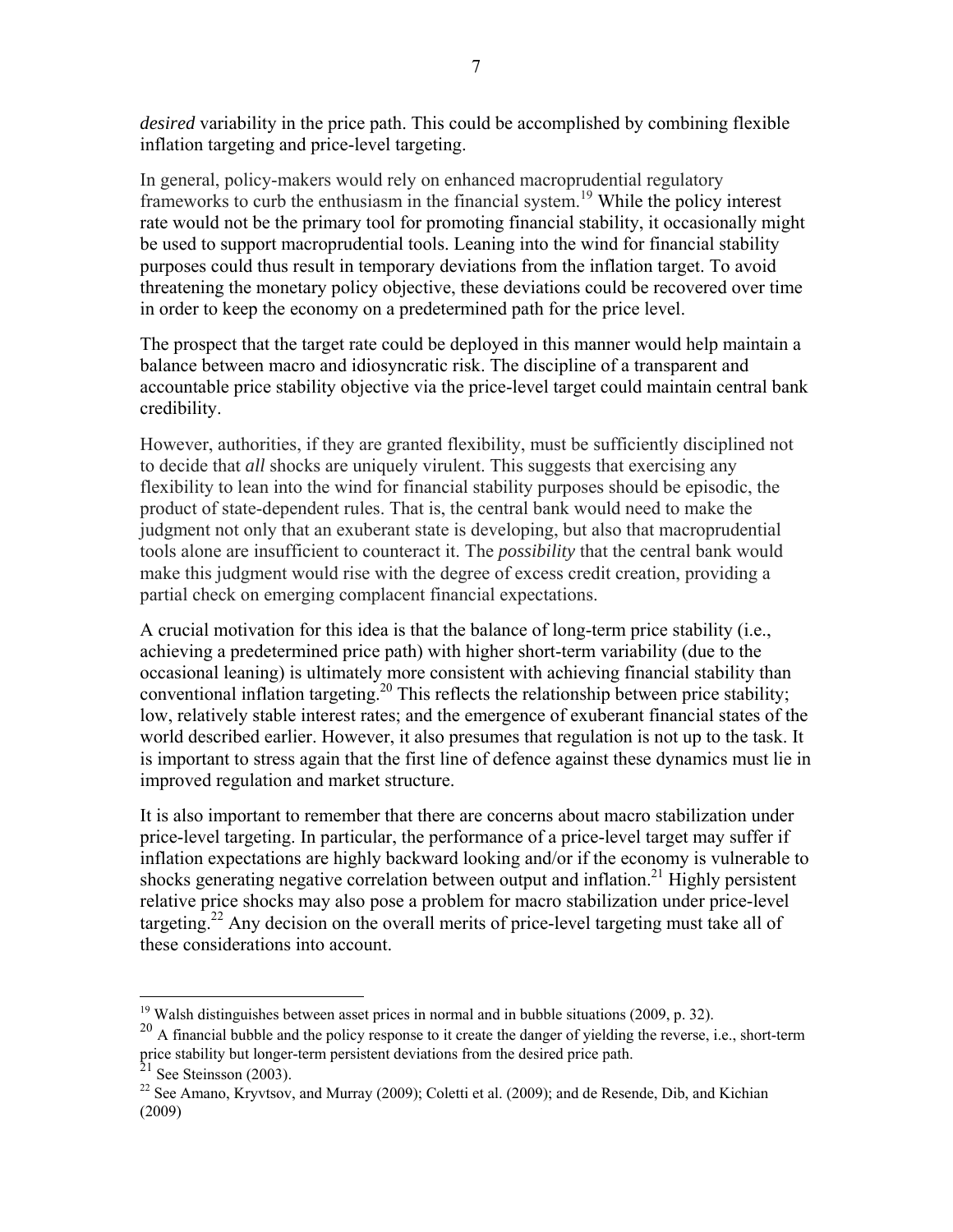*desired* variability in the price path. This could be accomplished by combining flexible inflation targeting and price-level targeting.

In general, policy-makers would rely on enhanced macroprudential regulatory frameworks to curb the enthusiasm in the financial system.[19] While the policy interest rate would not be the primary tool for promoting financial stability, it occasionally might be used to support macroprudential tools. Leaning into the wind for financial stability purposes could thus result in temporary deviations from the inflation target. To avoid threatening the monetary policy objective, these deviations could be recovered over time in order to keep the economy on a predetermined path for the price level.

The prospect that the target rate could be deployed in this manner would help maintain a balance between macro and idiosyncratic risk. The discipline of a transparent and accountable price stability objective via the price-level target could maintain central bank credibility.

However, authorities, if they are granted flexibility, must be sufficiently disciplined not to decide that *all* shocks are uniquely virulent. This suggests that exercising any flexibility to lean into the wind for financial stability purposes should be episodic, the product of state-dependent rules. That is, the central bank would need to make the judgment not only that an exuberant state is developing, but also that macroprudential tools alone are insufficient to counteract it. The *possibility* that the central bank would make this judgment would rise with the degree of excess credit creation, providing a partial check on emerging complacent financial expectations.

A crucial motivation for this idea is that the balance of long-term price stability (i.e., achieving a predetermined price path) with higher short-term variability (due to the occasional leaning) is ultimately more consistent with achieving financial stability than conventional inflation targeting.[20] This reflects the relationship between price stability; low, relatively stable interest rates; and the emergence of exuberant financial states of the world described earlier. However, it also presumes that regulation is not up to the task. It is important to stress again that the first line of defence against these dynamics must lie in improved regulation and market structure.

It is also important to remember that there are concerns about macro stabilization under price-level targeting. In particular, the performance of a price-level target may suffer if inflation expectations are highly backward looking and/or if the economy is vulnerable to shocks generating negative correlation between output and inflation.[21] Highly persistent relative price shocks may also pose a problem for macro stabilization under price-level targeting.[22] Any decision on the overall merits of price-level targeting must take all of these considerations into account.

---

[19] Walsh distinguishes between asset prices in normal and in bubble situations (2009, p. 32).

[20] A financial bubble and the policy response to it create the danger of yielding the reverse, i.e., short-term price stability but longer-term persistent deviations from the desired price path.

[21] See Steinsson (2003).

[22] See Amano, Kryvtsov, and Murray (2009); Coletti et al. (2009); and de Resende, Dib, and Kichian (2009)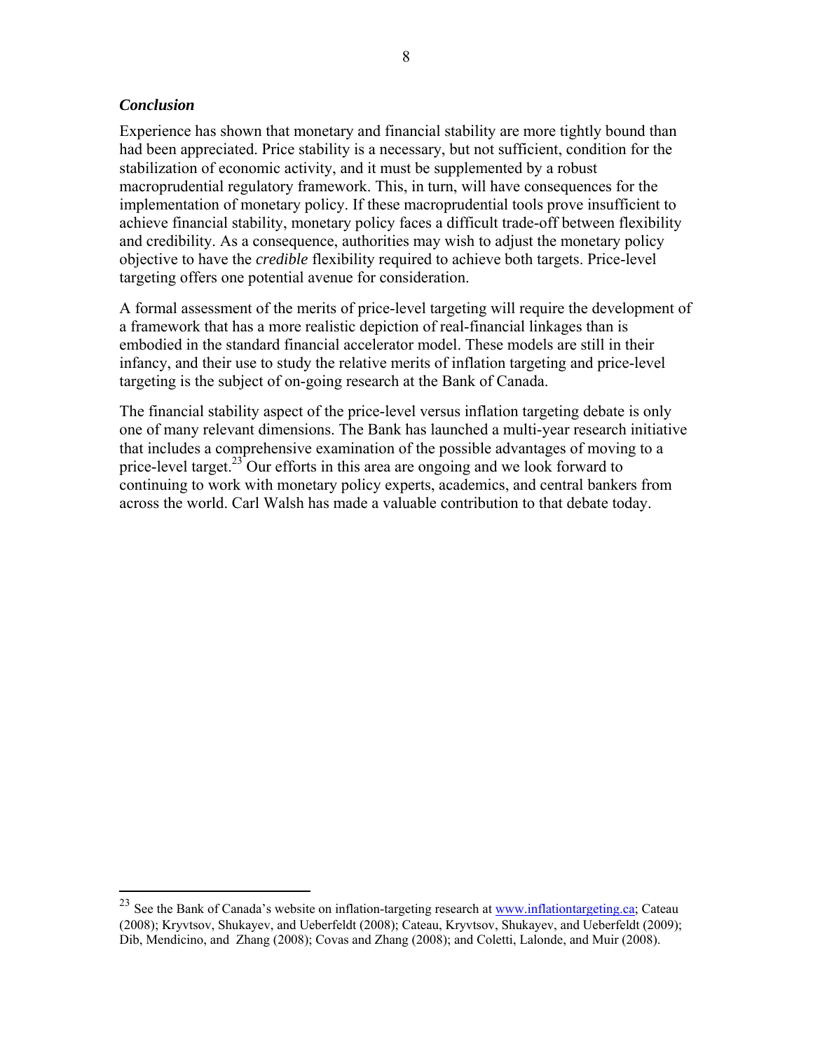### ***Conclusion***

Experience has shown that monetary and financial stability are more tightly bound than had been appreciated. Price stability is a necessary, but not sufficient, condition for the stabilization of economic activity, and it must be supplemented by a robust macroprudential regulatory framework. This, in turn, will have consequences for the implementation of monetary policy. If these macroprudential tools prove insufficient to achieve financial stability, monetary policy faces a difficult trade-off between flexibility and credibility. As a consequence, authorities may wish to adjust the monetary policy objective to have the *credible* flexibility required to achieve both targets. Price-level targeting offers one potential avenue for consideration.

A formal assessment of the merits of price-level targeting will require the development of a framework that has a more realistic depiction of real-financial linkages than is embodied in the standard financial accelerator model. These models are still in their infancy, and their use to study the relative merits of inflation targeting and price-level targeting is the subject of on-going research at the Bank of Canada.

The financial stability aspect of the price-level versus inflation targeting debate is only one of many relevant dimensions. The Bank has launched a multi-year research initiative that includes a comprehensive examination of the possible advantages of moving to a price-level target.[23] Our efforts in this area are ongoing and we look forward to continuing to work with monetary policy experts, academics, and central bankers from across the world. Carl Walsh has made a valuable contribution to that debate today.

---

[23] See the Bank of Canada's website on inflation-targeting research at www.inflationtargeting.ca; Cateau (2008); Kryvtsov, Shukayev, and Ueberfeldt (2008); Cateau, Kryvtsov, Shukayev, and Ueberfeldt (2009); Dib, Mendicino, and Zhang (2008); Covas and Zhang (2008); and Coletti, Lalonde, and Muir (2008).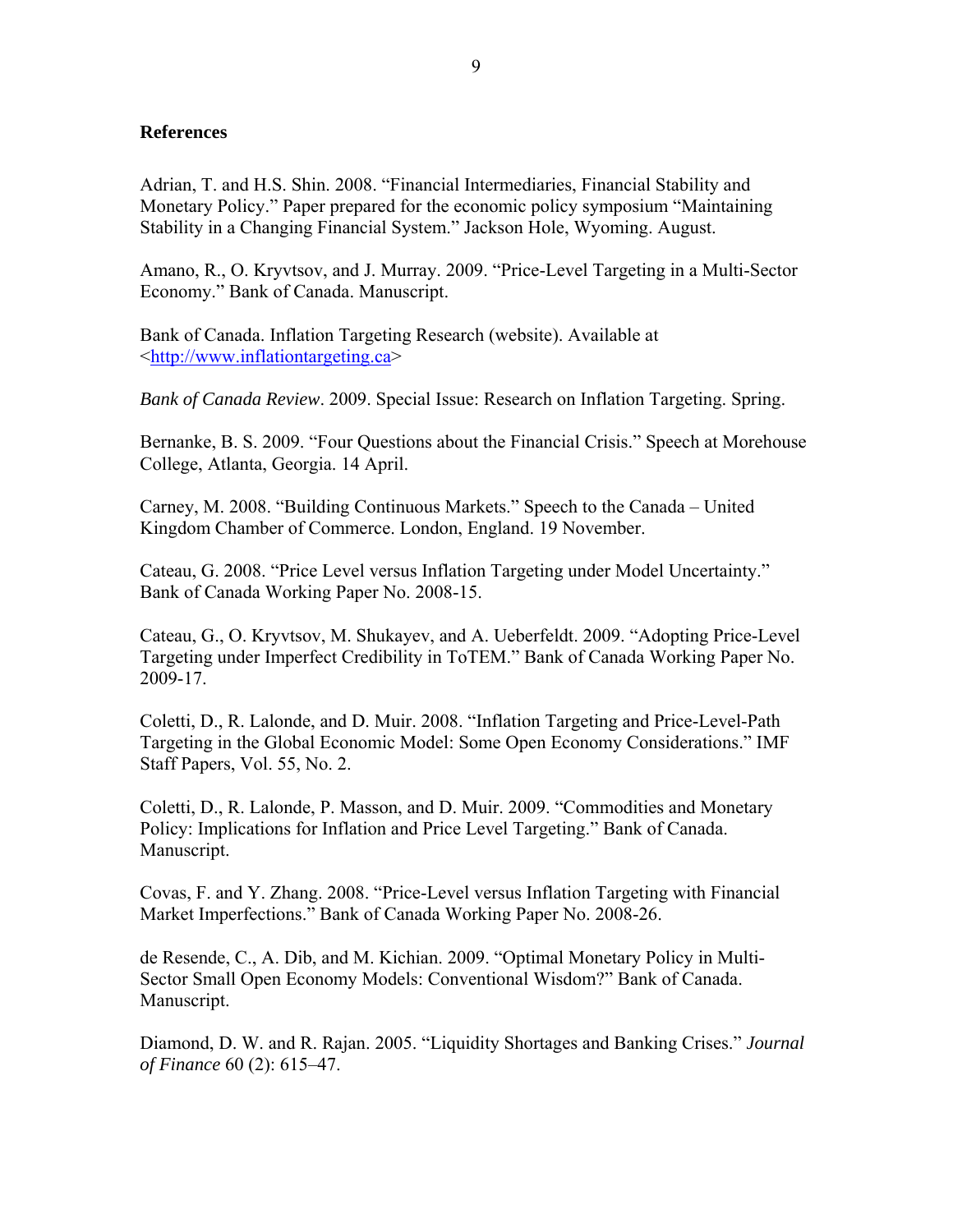## References

Adrian, T. and H.S. Shin. 2008. "Financial Intermediaries, Financial Stability and Monetary Policy." Paper prepared for the economic policy symposium "Maintaining Stability in a Changing Financial System." Jackson Hole, Wyoming. August.

Amano, R., O. Kryvtsov, and J. Murray. 2009. "Price-Level Targeting in a Multi-Sector Economy." Bank of Canada. Manuscript.

Bank of Canada. Inflation Targeting Research (website). Available at <http://www.inflationtargeting.ca>

*Bank of Canada Review*. 2009. Special Issue: Research on Inflation Targeting. Spring.

Bernanke, B. S. 2009. "Four Questions about the Financial Crisis." Speech at Morehouse College, Atlanta, Georgia. 14 April.

Carney, M. 2008. "Building Continuous Markets." Speech to the Canada – United Kingdom Chamber of Commerce. London, England. 19 November.

Cateau, G. 2008. "Price Level versus Inflation Targeting under Model Uncertainty." Bank of Canada Working Paper No. 2008-15.

Cateau, G., O. Kryvtsov, M. Shukayev, and A. Ueberfeldt. 2009. "Adopting Price-Level Targeting under Imperfect Credibility in ToTEM." Bank of Canada Working Paper No. 2009-17.

Coletti, D., R. Lalonde, and D. Muir. 2008. "Inflation Targeting and Price-Level-Path Targeting in the Global Economic Model: Some Open Economy Considerations." IMF Staff Papers, Vol. 55, No. 2.

Coletti, D., R. Lalonde, P. Masson, and D. Muir. 2009. "Commodities and Monetary Policy: Implications for Inflation and Price Level Targeting." Bank of Canada. Manuscript.

Covas, F. and Y. Zhang. 2008. "Price-Level versus Inflation Targeting with Financial Market Imperfections." Bank of Canada Working Paper No. 2008-26.

de Resende, C., A. Dib, and M. Kichian. 2009. "Optimal Monetary Policy in Multi-Sector Small Open Economy Models: Conventional Wisdom?" Bank of Canada. Manuscript.

Diamond, D. W. and R. Rajan. 2005. "Liquidity Shortages and Banking Crises." *Journal of Finance* 60 (2): 615–47.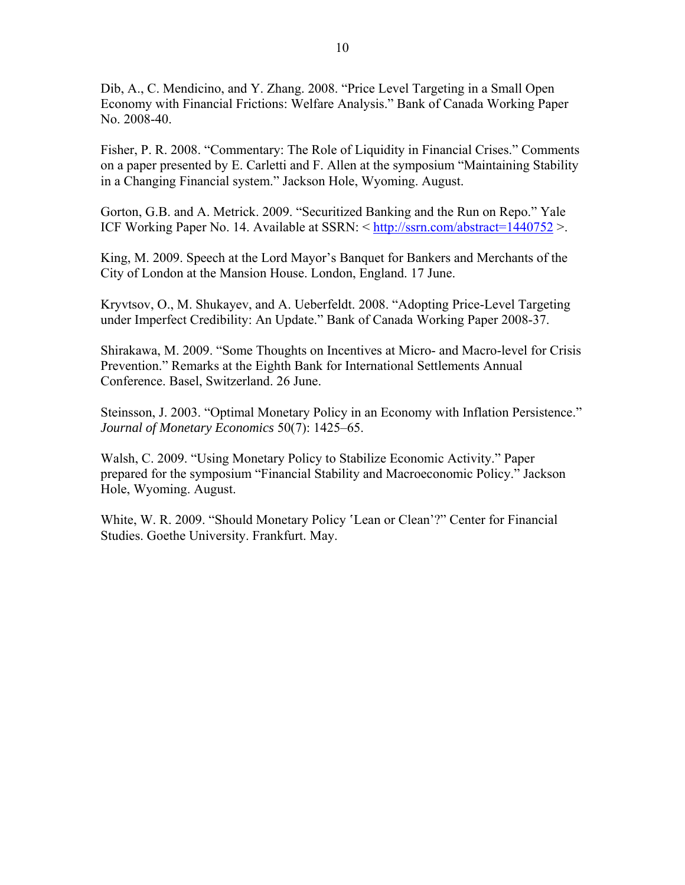Dib, A., C. Mendicino, and Y. Zhang. 2008. "Price Level Targeting in a Small Open Economy with Financial Frictions: Welfare Analysis." Bank of Canada Working Paper No. 2008-40.

Fisher, P. R. 2008. "Commentary: The Role of Liquidity in Financial Crises." Comments on a paper presented by E. Carletti and F. Allen at the symposium "Maintaining Stability in a Changing Financial system." Jackson Hole, Wyoming. August.

Gorton, G.B. and A. Metrick. 2009. "Securitized Banking and the Run on Repo." Yale ICF Working Paper No. 14. Available at SSRN: < http://ssrn.com/abstract=1440752 >.

King, M. 2009. Speech at the Lord Mayor's Banquet for Bankers and Merchants of the City of London at the Mansion House. London, England. 17 June.

Kryvtsov, O., M. Shukayev, and A. Ueberfeldt. 2008. "Adopting Price-Level Targeting under Imperfect Credibility: An Update." Bank of Canada Working Paper 2008-37.

Shirakawa, M. 2009. "Some Thoughts on Incentives at Micro- and Macro-level for Crisis Prevention." Remarks at the Eighth Bank for International Settlements Annual Conference. Basel, Switzerland. 26 June.

Steinsson, J. 2003. "Optimal Monetary Policy in an Economy with Inflation Persistence." *Journal of Monetary Economics* 50(7): 1425–65.

Walsh, C. 2009. "Using Monetary Policy to Stabilize Economic Activity." Paper prepared for the symposium "Financial Stability and Macroeconomic Policy." Jackson Hole, Wyoming. August.

White, W. R. 2009. "Should Monetary Policy 'Lean or Clean'?" Center for Financial Studies. Goethe University. Frankfurt. May.